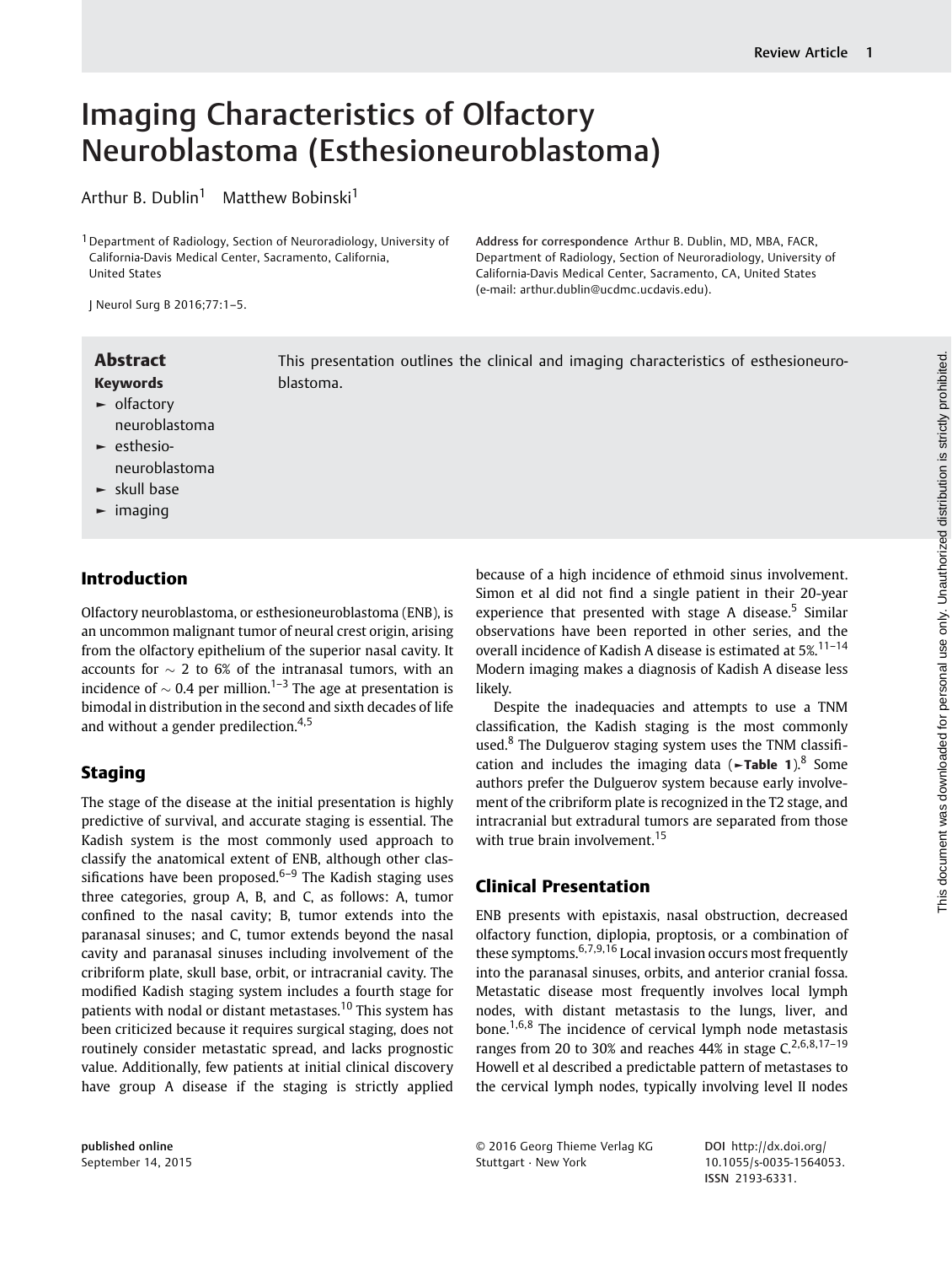# Imaging Characteristics of Olfactory Neuroblastoma (Esthesioneuroblastoma)

Arthur B. Dublin[1] Matthew Bobinski[1]

[1] Department of Radiology, Section of Neuroradiology, University of California-Davis Medical Center, Sacramento, California, United States

J Neurol Surg B 2016;77:1–5.

Address for correspondence Arthur B. Dublin, MD, MBA, FACR, Department of Radiology, Section of Neuroradiology, University of California-Davis Medical Center, Sacramento, CA, United States (e-mail: arthur.dublin@ucdmc.ucdavis.edu).

## Abstract

This presentation outlines the clinical and imaging characteristics of esthesioneuroblastoma.

**Keywords**

- olfactory neuroblastoma
- esthesioneuroblastoma
- skull base
- imaging

## Introduction

Olfactory neuroblastoma, or esthesioneuroblastoma (ENB), is an uncommon malignant tumor of neural crest origin, arising from the olfactory epithelium of the superior nasal cavity. It accounts for $\sim$ 2 to 6% of the intranasal tumors, with an incidence of $\sim$ 0.4 per million.[1–3] The age at presentation is bimodal in distribution in the second and sixth decades of life and without a gender predilection.[4,5]

## Staging

The stage of the disease at the initial presentation is highly predictive of survival, and accurate staging is essential. The Kadish system is the most commonly used approach to classify the anatomical extent of ENB, although other classifications have been proposed.[6–9] The Kadish staging uses three categories, group A, B, and C, as follows: A, tumor confined to the nasal cavity; B, tumor extends into the paranasal sinuses; and C, tumor extends beyond the nasal cavity and paranasal sinuses including involvement of the cribriform plate, skull base, orbit, or intracranial cavity. The modified Kadish staging system includes a fourth stage for patients with nodal or distant metastases.[10] This system has been criticized because it requires surgical staging, does not routinely consider metastatic spread, and lacks prognostic value. Additionally, few patients at initial clinical discovery have group A disease if the staging is strictly applied because of a high incidence of ethmoid sinus involvement. Simon et al did not find a single patient in their 20-year experience that presented with stage A disease.[5] Similar observations have been reported in other series, and the overall incidence of Kadish A disease is estimated at 5%.[11–14] Modern imaging makes a diagnosis of Kadish A disease less likely.

Despite the inadequacies and attempts to use a TNM classification, the Kadish staging is the most commonly used.[8] The Dulguerov staging system uses the TNM classification and includes the imaging data (**►Table 1**).[8] Some authors prefer the Dulguerov system because early involvement of the cribriform plate is recognized in the T2 stage, and intracranial but extradural tumors are separated from those with true brain involvement.[15]

## Clinical Presentation

ENB presents with epistaxis, nasal obstruction, decreased olfactory function, diplopia, proptosis, or a combination of these symptoms.[6,7,9,16] Local invasion occurs most frequently into the paranasal sinuses, orbits, and anterior cranial fossa. Metastatic disease most frequently involves local lymph nodes, with distant metastasis to the lungs, liver, and bone.[1,6,8] The incidence of cervical lymph node metastasis ranges from 20 to 30% and reaches 44% in stage C.[2,6,8,17–19] Howell et al described a predictable pattern of metastases to the cervical lymph nodes, typically involving level II nodes

published online September 14, 2015

© 2016 Georg Thieme Verlag KG Stuttgart · New York

DOI http://dx.doi.org/10.1055/s-0035-1564053. ISSN 2193-6331.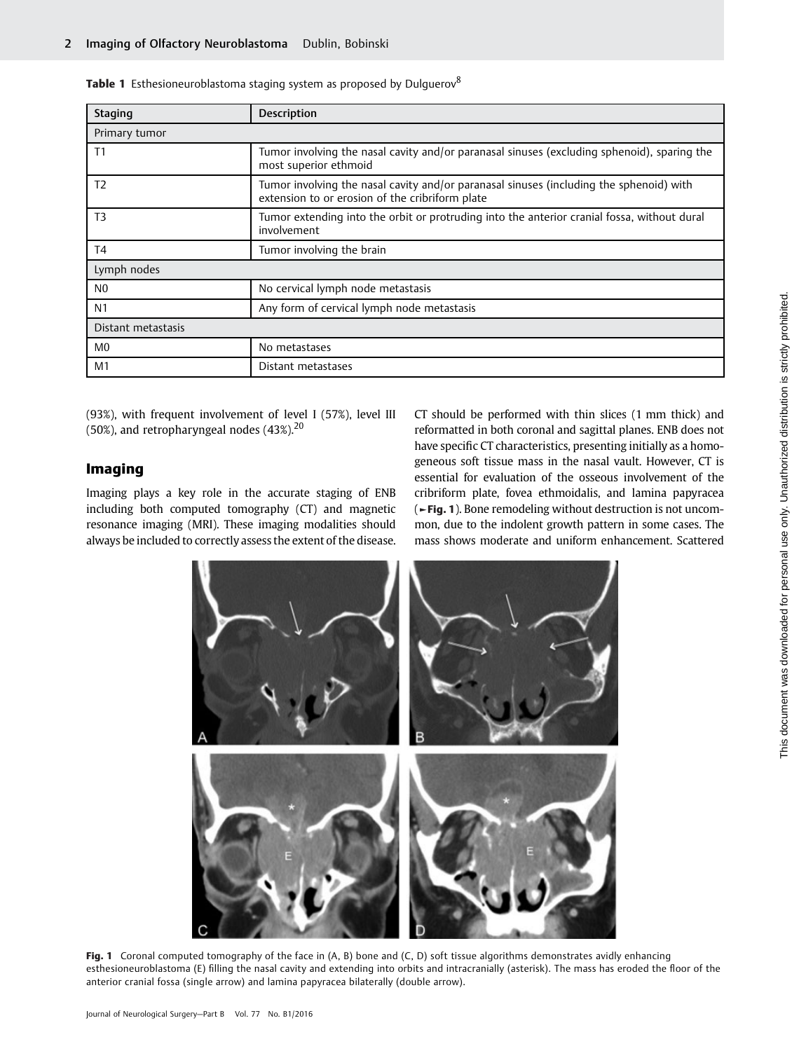**Table 1** Esthesioneuroblastoma staging system as proposed by Dulguerov[8]

| Staging | Description |
| --- | --- |
| Primary tumor | |
| T1 | Tumor involving the nasal cavity and/or paranasal sinuses (excluding sphenoid), sparing the most superior ethmoid |
| T2 | Tumor involving the nasal cavity and/or paranasal sinuses (including the sphenoid) with extension to or erosion of the cribriform plate |
| T3 | Tumor extending into the orbit or protruding into the anterior cranial fossa, without dural involvement |
| T4 | Tumor involving the brain |
| Lymph nodes | |
| N0 | No cervical lymph node metastasis |
| N1 | Any form of cervical lymph node metastasis |
| Distant metastasis | |
| M0 | No metastases |
| M1 | Distant metastases |

(93%), with frequent involvement of level I (57%), level III (50%), and retropharyngeal nodes (43%).[20]

## Imaging

Imaging plays a key role in the accurate staging of ENB including both computed tomography (CT) and magnetic resonance imaging (MRI). These imaging modalities should always be included to correctly assess the extent of the disease. CT should be performed with thin slices (1 mm thick) and reformatted in both coronal and sagittal planes. ENB does not have specific CT characteristics, presenting initially as a homogeneous soft tissue mass in the nasal vault. However, CT is essential for evaluation of the osseous involvement of the cribriform plate, fovea ethmoidalis, and lamina papyracea (►Fig. 1). Bone remodeling without destruction is not uncommon, due to the indolent growth pattern in some cases. The mass shows moderate and uniform enhancement. Scattered

**Fig. 1** Coronal computed tomography of the face in (A, B) bone and (C, D) soft tissue algorithms demonstrates avidly enhancing esthesioneuroblastoma (E) filling the nasal cavity and extending into orbits and intracranially (asterisk). The mass has eroded the floor of the anterior cranial fossa (single arrow) and lamina papyracea bilaterally (double arrow).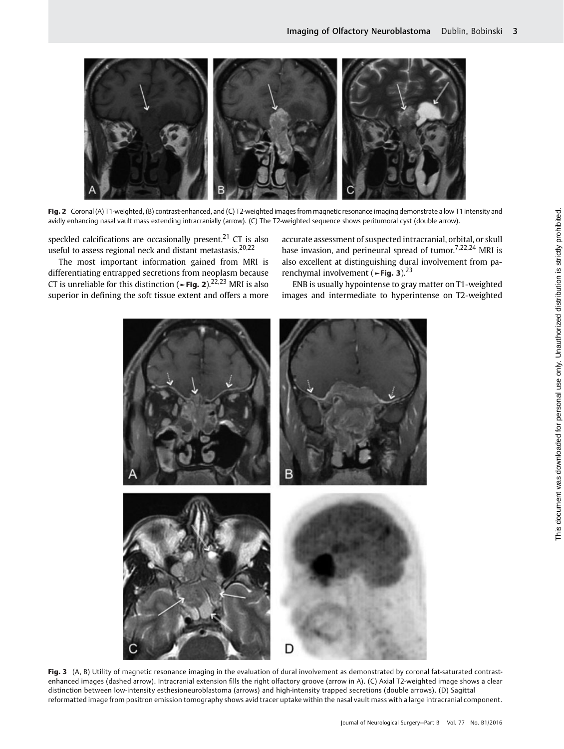Fig. 2 Coronal (A) T1-weighted, (B) contrast-enhanced, and (C) T2-weighted images from magnetic resonance imaging demonstrate a low T1 intensity and avidly enhancing nasal vault mass extending intracranially (arrow). (C) The T2-weighted sequence shows peritumoral cyst (double arrow).

speckled calcifications are occasionally present.[21] CT is also useful to assess regional neck and distant metastasis.[20,22]

The most important information gained from MRI is differentiating entrapped secretions from neoplasm because CT is unreliable for this distinction (►Fig. 2).[22,23] MRI is also superior in defining the soft tissue extent and offers a more accurate assessment of suspected intracranial, orbital, or skull base invasion, and perineural spread of tumor.[7,22,24] MRI is also excellent at distinguishing dural involvement from parenchymal involvement (►Fig. 3).[23]

ENB is usually hypointense to gray matter on T1-weighted images and intermediate to hyperintense on T2-weighted

Fig. 3 (A, B) Utility of magnetic resonance imaging in the evaluation of dural involvement as demonstrated by coronal fat-saturated contrast-enhanced images (dashed arrow). Intracranial extension fills the right olfactory groove (arrow in A). (C) Axial T2-weighted image shows a clear distinction between low-intensity esthesioneuroblastoma (arrows) and high-intensity trapped secretions (double arrows). (D) Sagittal reformatted image from positron emission tomography shows avid tracer uptake within the nasal vault mass with a large intracranial component.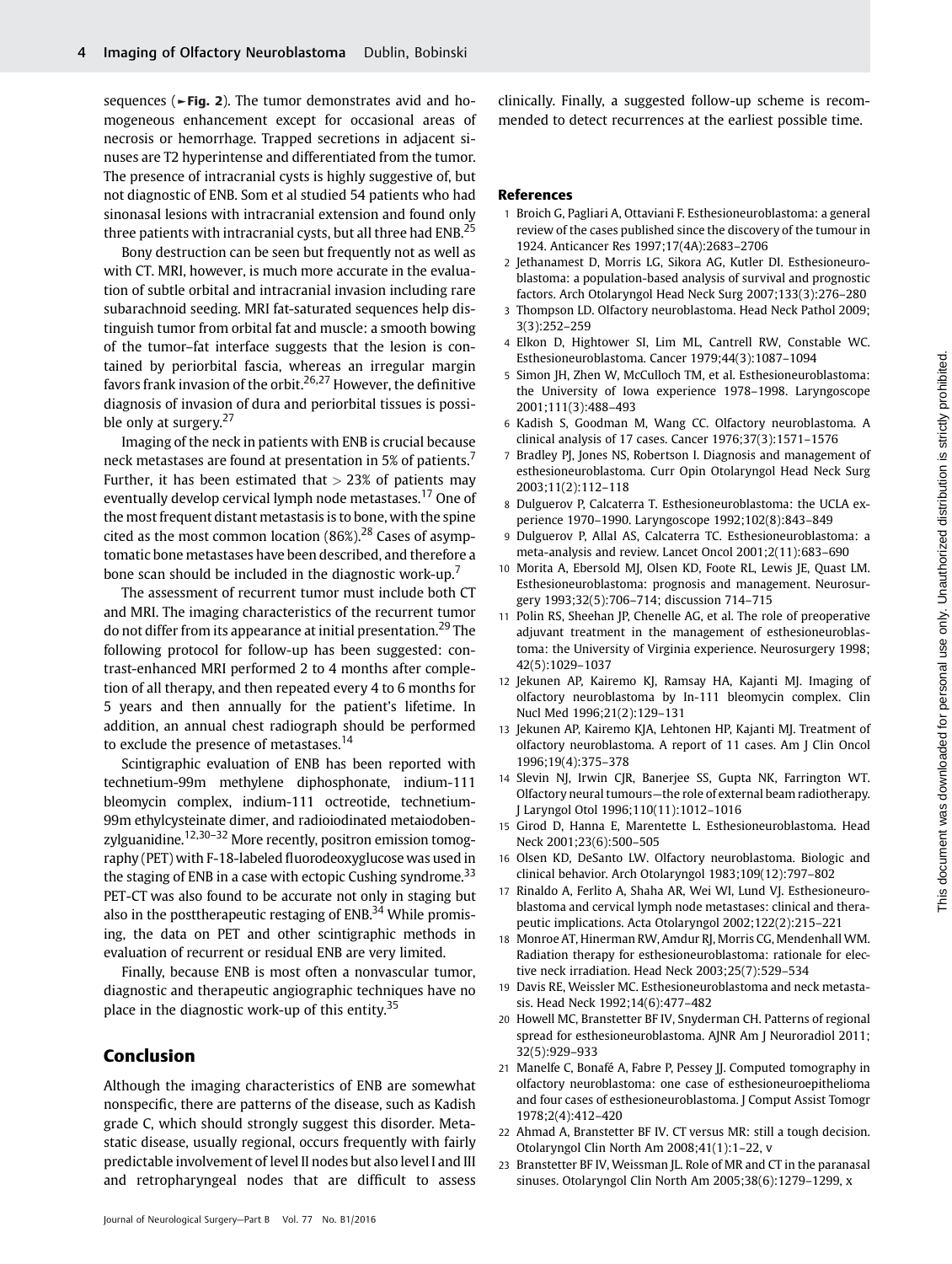sequences (►Fig. 2). The tumor demonstrates avid and homogeneous enhancement except for occasional areas of necrosis or hemorrhage. Trapped secretions in adjacent sinuses are T2 hyperintense and differentiated from the tumor. The presence of intracranial cysts is highly suggestive of, but not diagnostic of ENB. Som et al studied 54 patients who had sinonasal lesions with intracranial extension and found only three patients with intracranial cysts, but all three had ENB.[25]

Bony destruction can be seen but frequently not as well as with CT. MRI, however, is much more accurate in the evaluation of subtle orbital and intracranial invasion including rare subarachnoid seeding. MRI fat-saturated sequences help distinguish tumor from orbital fat and muscle: a smooth bowing of the tumor–fat interface suggests that the lesion is contained by periorbital fascia, whereas an irregular margin favors frank invasion of the orbit.[26,27] However, the definitive diagnosis of invasion of dura and periorbital tissues is possible only at surgery.[27]

Imaging of the neck in patients with ENB is crucial because neck metastases are found at presentation in 5% of patients.[7] Further, it has been estimated that > 23% of patients may eventually develop cervical lymph node metastases.[17] One of the most frequent distant metastasis is to bone, with the spine cited as the most common location (86%).[28] Cases of asymptomatic bone metastases have been described, and therefore a bone scan should be included in the diagnostic work-up.[7]

The assessment of recurrent tumor must include both CT and MRI. The imaging characteristics of the recurrent tumor do not differ from its appearance at initial presentation.[29] The following protocol for follow-up has been suggested: contrast-enhanced MRI performed 2 to 4 months after completion of all therapy, and then repeated every 4 to 6 months for 5 years and then annually for the patient's lifetime. In addition, an annual chest radiograph should be performed to exclude the presence of metastases.[14]

Scintigraphic evaluation of ENB has been reported with technetium-99m methylene diphosphonate, indium-111 bleomycin complex, indium-111 octreotide, technetium-99m ethylcysteinate dimer, and radioiodinated metaiodobenzylguanidine.[12,30–32] More recently, positron emission tomography (PET) with F-18-labeled fluorodeoxyglucose was used in the staging of ENB in a case with ectopic Cushing syndrome.[33] PET-CT was also found to be accurate not only in staging but also in the posttherapeutic restaging of ENB.[34] While promising, the data on PET and other scintigraphic methods in evaluation of recurrent or residual ENB are very limited.

Finally, because ENB is most often a nonvascular tumor, diagnostic and therapeutic angiographic techniques have no place in the diagnostic work-up of this entity.[35]

## Conclusion

Although the imaging characteristics of ENB are somewhat nonspecific, there are patterns of the disease, such as Kadish grade C, which should strongly suggest this disorder. Metastatic disease, usually regional, occurs frequently with fairly predictable involvement of level II nodes but also level I and III and retropharyngeal nodes that are difficult to assess clinically. Finally, a suggested follow-up scheme is recommended to detect recurrences at the earliest possible time.

## References

1. Broich G, Pagliari A, Ottaviani F. Esthesioneuroblastoma: a general review of the cases published since the discovery of the tumour in 1924. Anticancer Res 1997;17(4A):2683–2706
2. Jethanamest D, Morris LG, Sikora AG, Kutler DI. Esthesioneuroblastoma: a population-based analysis of survival and prognostic factors. Arch Otolaryngol Head Neck Surg 2007;133(3):276–280
3. Thompson LD. Olfactory neuroblastoma. Head Neck Pathol 2009; 3(3):252–259
4. Elkon D, Hightower SI, Lim ML, Cantrell RW, Constable WC. Esthesioneuroblastoma. Cancer 1979;44(3):1087–1094
5. Simon JH, Zhen W, McCulloch TM, et al. Esthesioneuroblastoma: the University of Iowa experience 1978–1998. Laryngoscope 2001;111(3):488–493
6. Kadish S, Goodman M, Wang CC. Olfactory neuroblastoma. A clinical analysis of 17 cases. Cancer 1976;37(3):1571–1576
7. Bradley PJ, Jones NS, Robertson I. Diagnosis and management of esthesioneuroblastoma. Curr Opin Otolaryngol Head Neck Surg 2003;11(2):112–118
8. Dulguerov P, Calcaterra T. Esthesioneuroblastoma: the UCLA experience 1970–1990. Laryngoscope 1992;102(8):843–849
9. Dulguerov P, Allal AS, Calcaterra TC. Esthesioneuroblastoma: a meta-analysis and review. Lancet Oncol 2001;2(11):683–690
10. Morita A, Ebersold MJ, Olsen KD, Foote RL, Lewis JE, Quast LM. Esthesioneuroblastoma: prognosis and management. Neurosurgery 1993;32(5):706–714; discussion 714–715
11. Polin RS, Sheehan JP, Chenelle AG, et al. The role of preoperative adjuvant treatment in the management of esthesioneuroblastoma: the University of Virginia experience. Neurosurgery 1998; 42(5):1029–1037
12. Jekunen AP, Kairemo KJ, Ramsay HA, Kajanti MJ. Imaging of olfactory neuroblastoma by In-111 bleomycin complex. Clin Nucl Med 1996;21(2):129–131
13. Jekunen AP, Kairemo KJA, Lehtonen HP, Kajanti MJ. Treatment of olfactory neuroblastoma. A report of 11 cases. Am J Clin Oncol 1996;19(4):375–378
14. Slevin NJ, Irwin CJR, Banerjee SS, Gupta NK, Farrington WT. Olfactory neural tumours—the role of external beam radiotherapy. J Laryngol Otol 1996;110(11):1012–1016
15. Girod D, Hanna E, Marentette L. Esthesioneuroblastoma. Head Neck 2001;23(6):500–505
16. Olsen KD, DeSanto LW. Olfactory neuroblastoma. Biologic and clinical behavior. Arch Otolaryngol 1983;109(12):797–802
17. Rinaldo A, Ferlito A, Shaha AR, Wei WI, Lund VJ. Esthesioneuroblastoma and cervical lymph node metastases: clinical and therapeutic implications. Acta Otolaryngol 2002;122(2):215–221
18. Monroe AT, Hinerman RW, Amdur RJ, Morris CG, Mendenhall WM. Radiation therapy for esthesioneuroblastoma: rationale for elective neck irradiation. Head Neck 2003;25(7):529–534
19. Davis RE, Weissler MC. Esthesioneuroblastoma and neck metastasis. Head Neck 1992;14(6):477–482
20. Howell MC, Branstetter BF IV, Snyderman CH. Patterns of regional spread for esthesioneuroblastoma. AJNR Am J Neuroradiol 2011; 32(5):929–933
21. Manelfe C, Bonafé A, Fabre P, Pessey JJ. Computed tomography in olfactory neuroblastoma: one case of esthesioneuroepithelioma and four cases of esthesioneuroblastoma. J Comput Assist Tomogr 1978;2(4):412–420
22. Ahmad A, Branstetter BF IV. CT versus MR: still a tough decision. Otolaryngol Clin North Am 2008;41(1):1–22, v
23. Branstetter BF IV, Weissman JL. Role of MR and CT in the paranasal sinuses. Otolaryngol Clin North Am 2005;38(6):1279–1299, x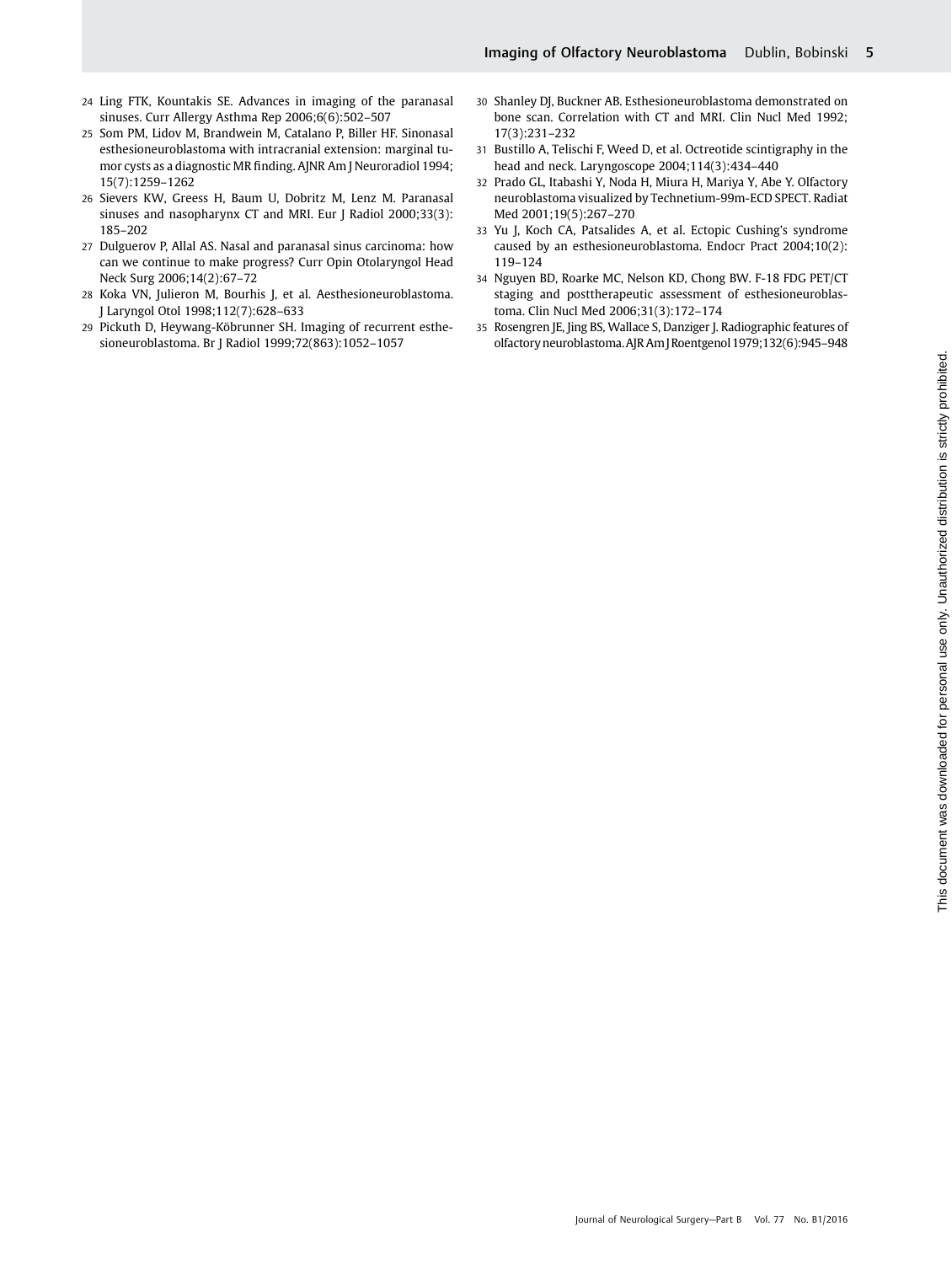24 Ling FTK, Kountakis SE. Advances in imaging of the paranasal sinuses. Curr Allergy Asthma Rep 2006;6(6):502–507

25 Som PM, Lidov M, Brandwein M, Catalano P, Biller HF. Sinonasal esthesioneuroblastoma with intracranial extension: marginal tumor cysts as a diagnostic MR finding. AJNR Am J Neuroradiol 1994; 15(7):1259–1262

26 Sievers KW, Greess H, Baum U, Dobritz M, Lenz M. Paranasal sinuses and nasopharynx CT and MRI. Eur J Radiol 2000;33(3): 185–202

27 Dulguerov P, Allal AS. Nasal and paranasal sinus carcinoma: how can we continue to make progress? Curr Opin Otolaryngol Head Neck Surg 2006;14(2):67–72

28 Koka VN, Julieron M, Bourhis J, et al. Aesthesioneuroblastoma. J Laryngol Otol 1998;112(7):628–633

29 Pickuth D, Heywang-Köbrunner SH. Imaging of recurrent esthesioneuroblastoma. Br J Radiol 1999;72(863):1052–1057

30 Shanley DJ, Buckner AB. Esthesioneuroblastoma demonstrated on bone scan. Correlation with CT and MRI. Clin Nucl Med 1992; 17(3):231–232

31 Bustillo A, Telischi F, Weed D, et al. Octreotide scintigraphy in the head and neck. Laryngoscope 2004;114(3):434–440

32 Prado GL, Itabashi Y, Noda H, Miura H, Mariya Y, Abe Y. Olfactory neuroblastoma visualized by Technetium-99m-ECD SPECT. Radiat Med 2001;19(5):267–270

33 Yu J, Koch CA, Patsalides A, et al. Ectopic Cushing's syndrome caused by an esthesioneuroblastoma. Endocr Pract 2004;10(2): 119–124

34 Nguyen BD, Roarke MC, Nelson KD, Chong BW. F-18 FDG PET/CT staging and posttherapeutic assessment of esthesioneuroblastoma. Clin Nucl Med 2006;31(3):172–174

35 Rosengren JE, Jing BS, Wallace S, Danziger J. Radiographic features of olfactory neuroblastoma. AJR Am J Roentgenol 1979;132(6):945–948